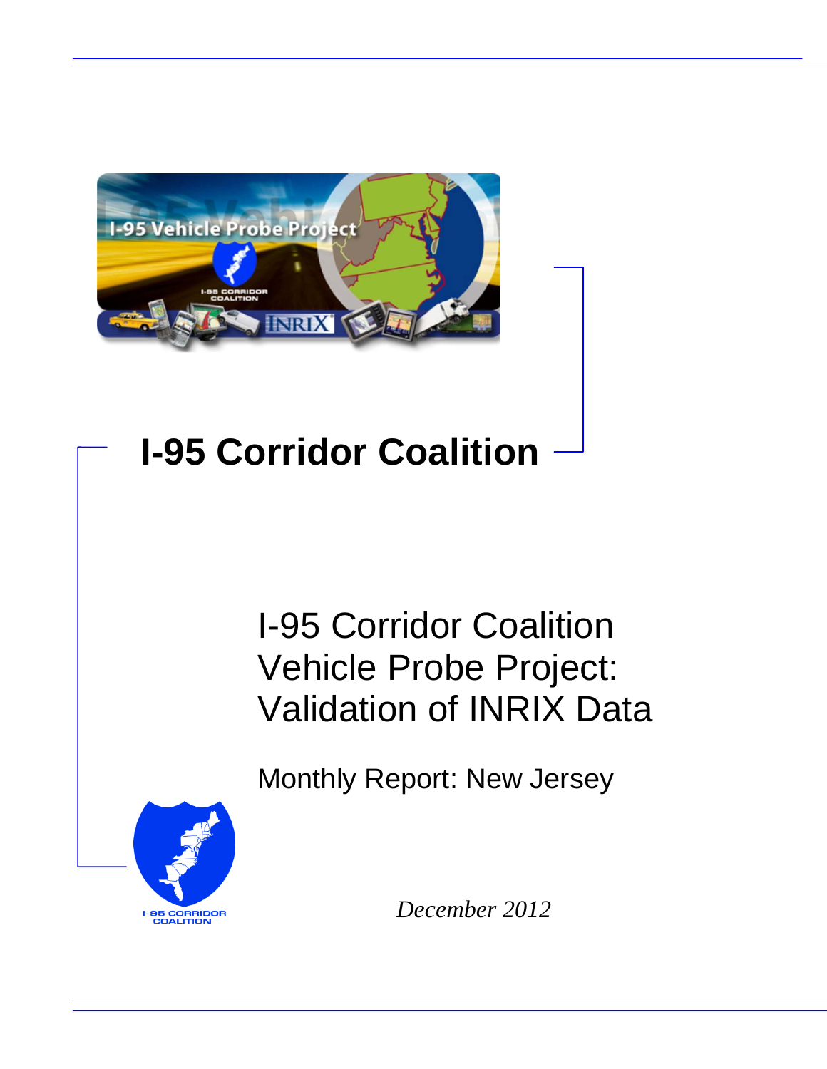# I-95 Corridor Coalition

## I-95 Corridor Coalition Vehicle Probe Project: Validation of INRIX Data

### Monthly Report: New Jersey

*December 2012*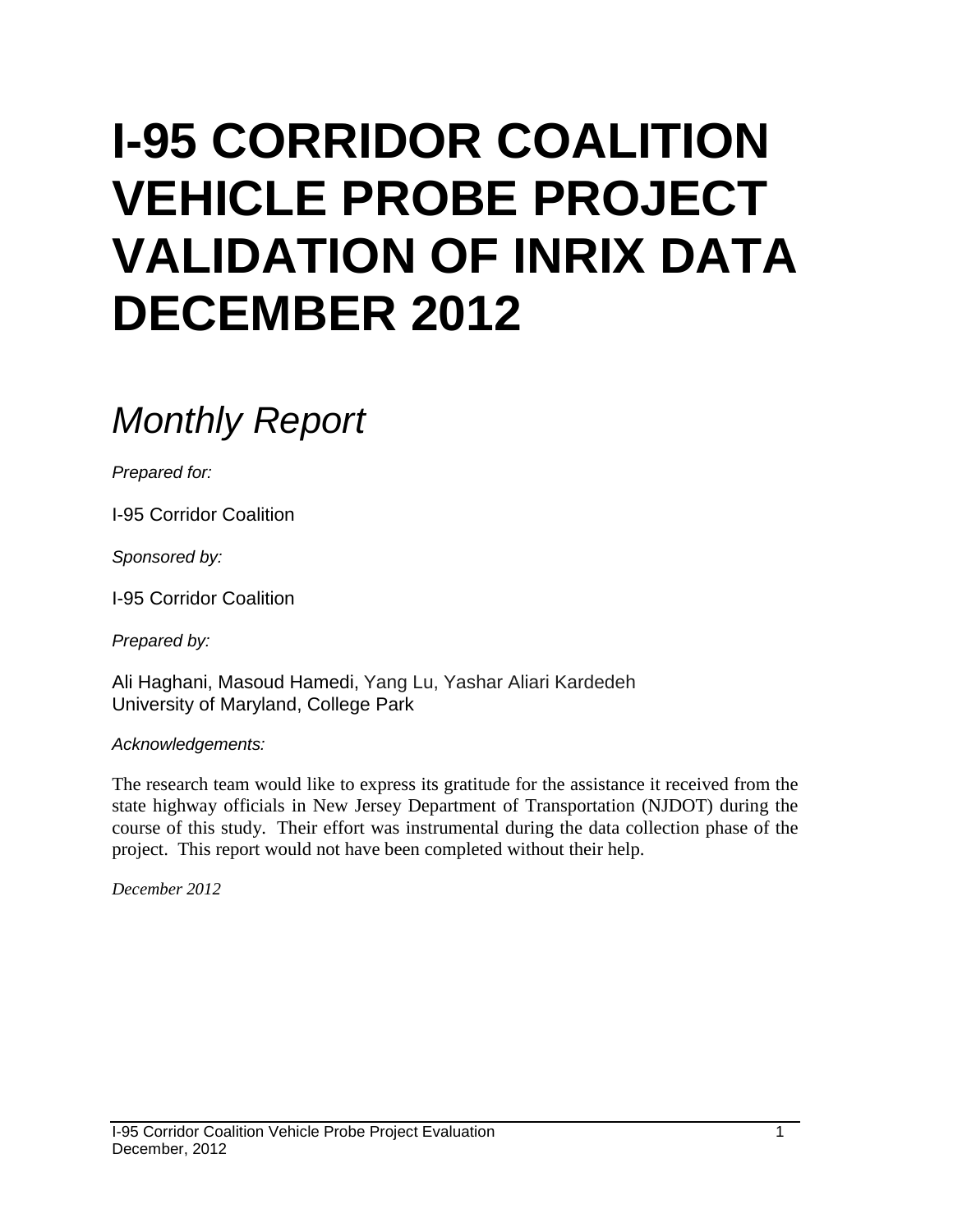# I-95 CORRIDOR COALITION VEHICLE PROBE PROJECT VALIDATION OF INRIX DATA DECEMBER 2012

## *Monthly Report*

*Prepared for:*

I-95 Corridor Coalition

*Sponsored by:*

I-95 Corridor Coalition

*Prepared by:*

Ali Haghani, Masoud Hamedi, Yang Lu, Yashar Aliari Kardedeh
University of Maryland, College Park

*Acknowledgements:*

The research team would like to express its gratitude for the assistance it received from the state highway officials in New Jersey Department of Transportation (NJDOT) during the course of this study. Their effort was instrumental during the data collection phase of the project. This report would not have been completed without their help.

*December 2012*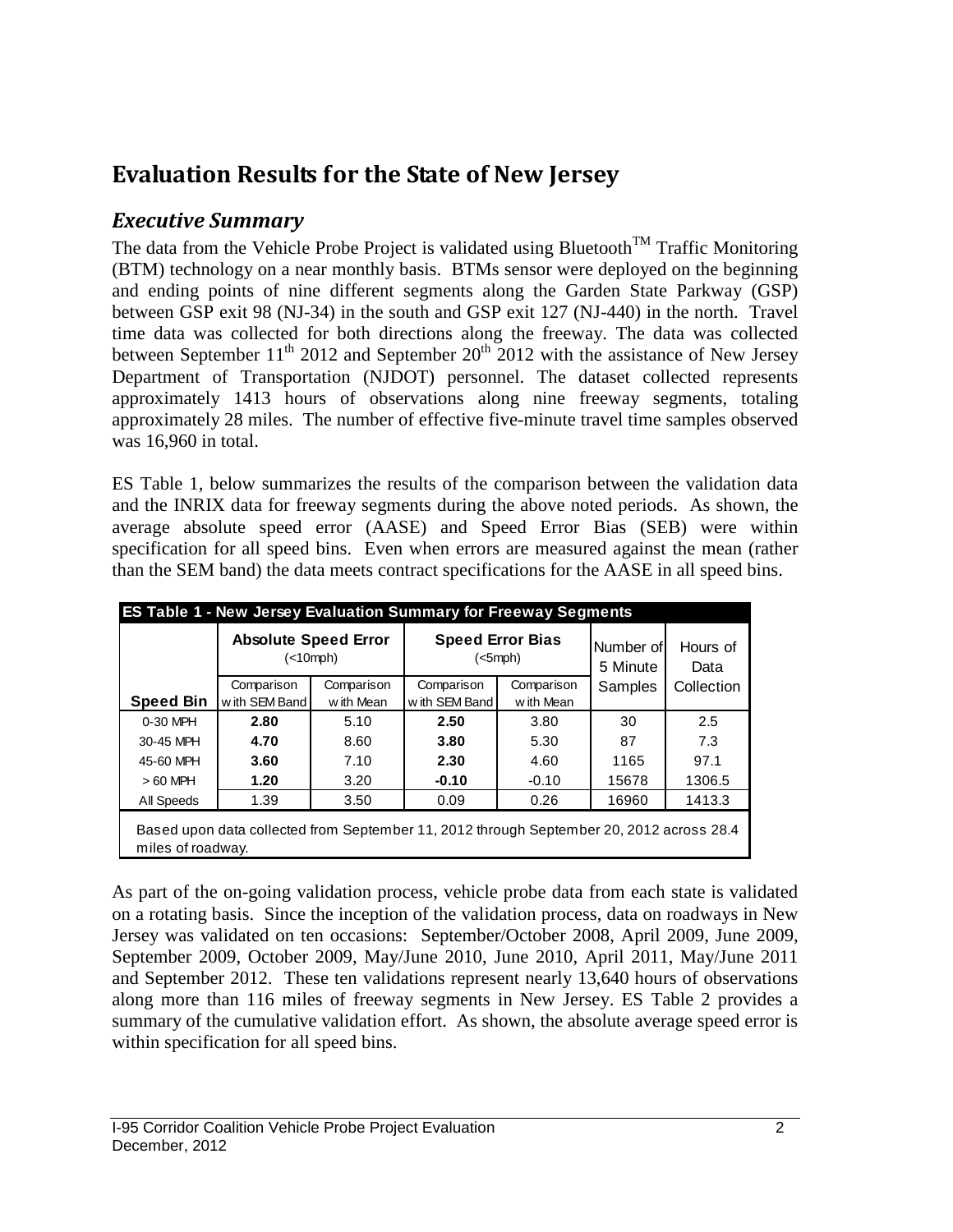# Evaluation Results for the State of New Jersey

## *Executive Summary*

The data from the Vehicle Probe Project is validated using Bluetooth$^{TM}$ Traffic Monitoring (BTM) technology on a near monthly basis. BTMs sensor were deployed on the beginning and ending points of nine different segments along the Garden State Parkway (GSP) between GSP exit 98 (NJ-34) in the south and GSP exit 127 (NJ-440) in the north. Travel time data was collected for both directions along the freeway. The data was collected between September 11$^{th}$ 2012 and September 20$^{th}$ 2012 with the assistance of New Jersey Department of Transportation (NJDOT) personnel. The dataset collected represents approximately 1413 hours of observations along nine freeway segments, totaling approximately 28 miles. The number of effective five-minute travel time samples observed was 16,960 in total.

ES Table 1, below summarizes the results of the comparison between the validation data and the INRIX data for freeway segments during the above noted periods. As shown, the average absolute speed error (AASE) and Speed Error Bias (SEB) were within specification for all speed bins. Even when errors are measured against the mean (rather than the SEM band) the data meets contract specifications for the AASE in all speed bins.

**ES Table 1 - New Jersey Evaluation Summary for Freeway Segments**

| | Absolute Speed Error (<10mph) | | Speed Error Bias (<5mph) | | Number of 5 Minute Samples | Hours of Data Collection |
|---|---|---|---|---|---|---|
| **Speed Bin** | Comparison with SEM Band | Comparison with Mean | Comparison with SEM Band | Comparison with Mean | | |
| 0-30 MPH | **2.80** | 5.10 | **2.50** | 3.80 | 30 | 2.5 |
| 30-45 MPH | **4.70** | 8.60 | **3.80** | 5.30 | 87 | 7.3 |
| 45-60 MPH | **3.60** | 7.10 | **2.30** | 4.60 | 1165 | 97.1 |
| > 60 MPH | **1.20** | 3.20 | **-0.10** | -0.10 | 15678 | 1306.5 |
| All Speeds | 1.39 | 3.50 | 0.09 | 0.26 | 16960 | 1413.3 |

Based upon data collected from September 11, 2012 through September 20, 2012 across 28.4 miles of roadway.

As part of the on-going validation process, vehicle probe data from each state is validated on a rotating basis. Since the inception of the validation process, data on roadways in New Jersey was validated on ten occasions: September/October 2008, April 2009, June 2009, September 2009, October 2009, May/June 2010, June 2010, April 2011, May/June 2011 and September 2012. These ten validations represent nearly 13,640 hours of observations along more than 116 miles of freeway segments in New Jersey. ES Table 2 provides a summary of the cumulative validation effort. As shown, the absolute average speed error is within specification for all speed bins.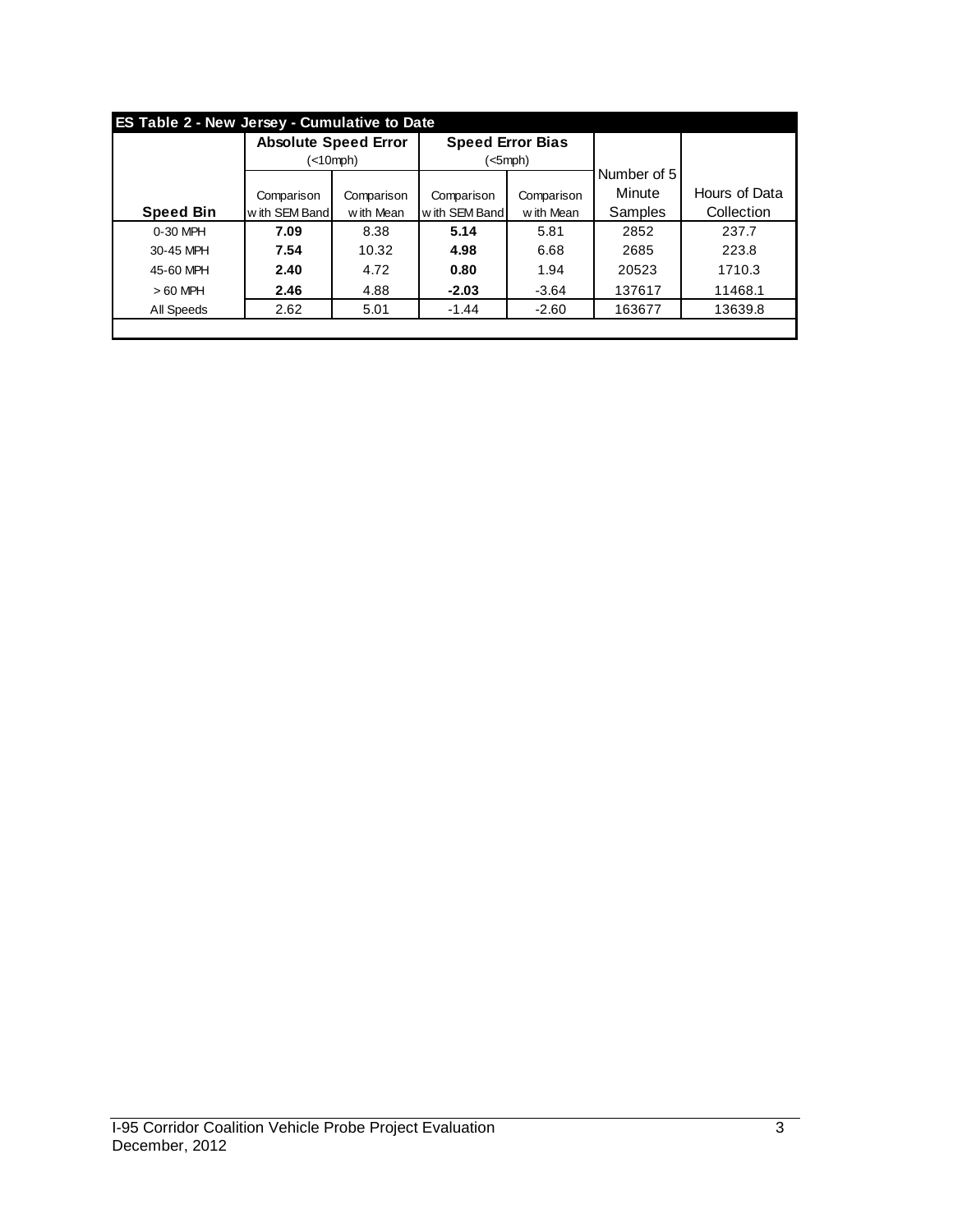| ES Table 2 - New Jersey - Cumulative to Date | | | | | | |
|---|---|---|---|---|---|---|
| | Absolute Speed Error (<10mph) | | Speed Error Bias (<5mph) | | | |
| **Speed Bin** | Comparison with SEM Band | Comparison with Mean | Comparison with SEM Band | Comparison with Mean | Number of 5 Minute Samples | Hours of Data Collection |
| 0-30 MPH | **7.09** | 8.38 | **5.14** | 5.81 | 2852 | 237.7 |
| 30-45 MPH | **7.54** | 10.32 | **4.98** | 6.68 | 2685 | 223.8 |
| 45-60 MPH | **2.40** | 4.72 | **0.80** | 1.94 | 20523 | 1710.3 |
| > 60 MPH | **2.46** | 4.88 | **-2.03** | -3.64 | 137617 | 11468.1 |
| All Speeds | 2.62 | 5.01 | -1.44 | -2.60 | 163677 | 13639.8 |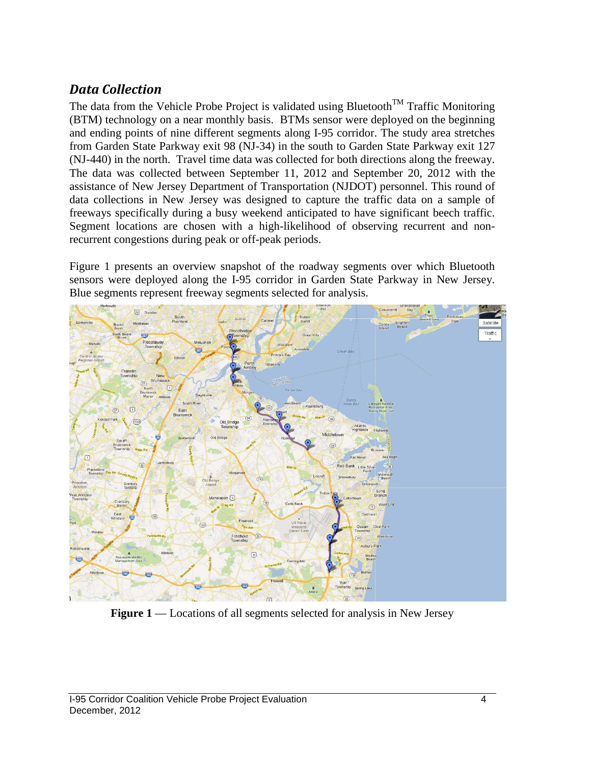## *Data Collection*

The data from the Vehicle Probe Project is validated using Bluetooth™ Traffic Monitoring (BTM) technology on a near monthly basis. BTMs sensor were deployed on the beginning and ending points of nine different segments along I-95 corridor. The study area stretches from Garden State Parkway exit 98 (NJ-34) in the south to Garden State Parkway exit 127 (NJ-440) in the north. Travel time data was collected for both directions along the freeway. The data was collected between September 11, 2012 and September 20, 2012 with the assistance of New Jersey Department of Transportation (NJDOT) personnel. This round of data collections in New Jersey was designed to capture the traffic data on a sample of freeways specifically during a busy weekend anticipated to have significant beech traffic. Segment locations are chosen with a high-likelihood of observing recurrent and non-recurrent congestions during peak or off-peak periods.

Figure 1 presents an overview snapshot of the roadway segments over which Bluetooth sensors were deployed along the I-95 corridor in Garden State Parkway in New Jersey. Blue segments represent freeway segments selected for analysis.

**Figure 1** — Locations of all segments selected for analysis in New Jersey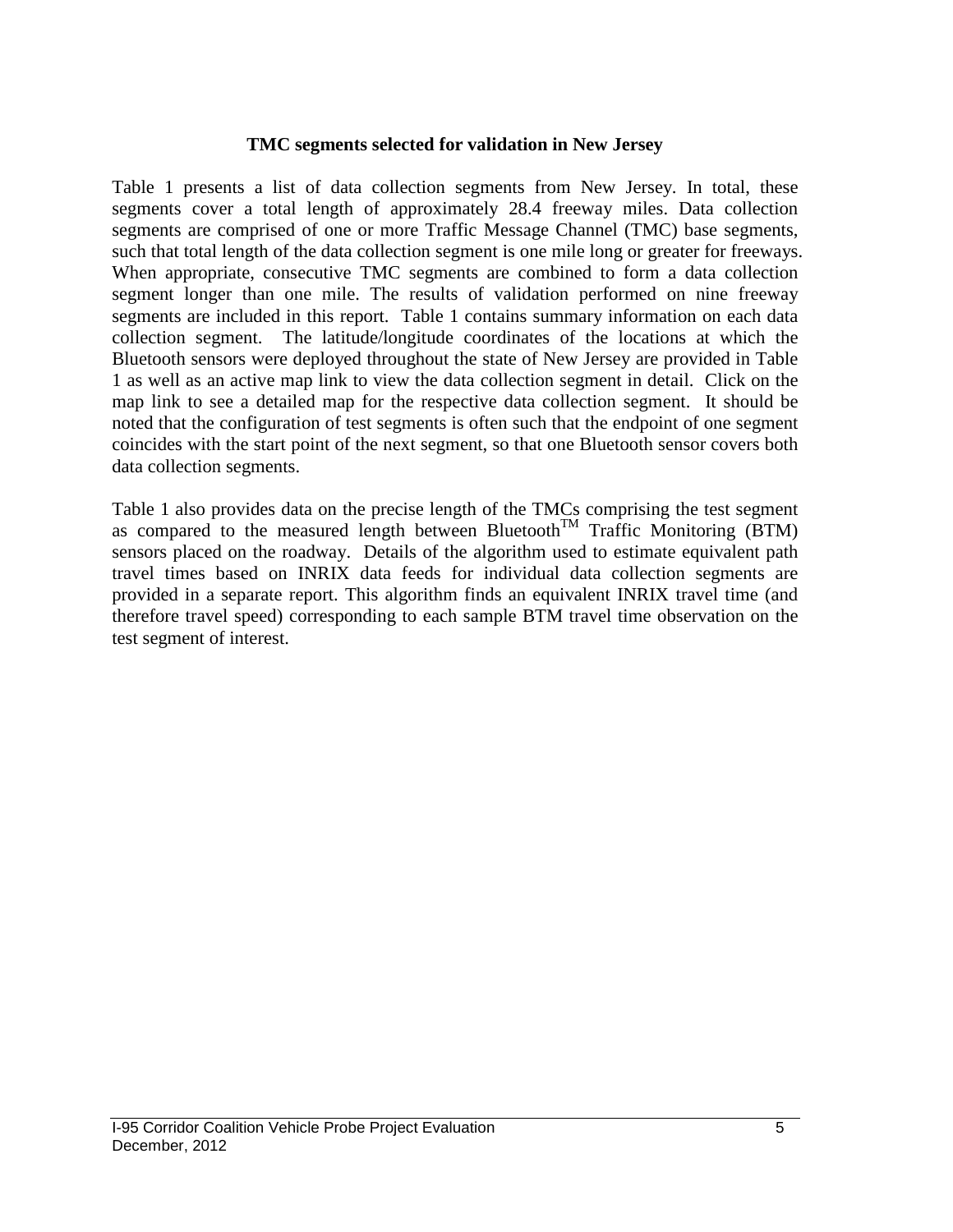### TMC segments selected for validation in New Jersey

Table 1 presents a list of data collection segments from New Jersey. In total, these segments cover a total length of approximately 28.4 freeway miles. Data collection segments are comprised of one or more Traffic Message Channel (TMC) base segments, such that total length of the data collection segment is one mile long or greater for freeways. When appropriate, consecutive TMC segments are combined to form a data collection segment longer than one mile. The results of validation performed on nine freeway segments are included in this report. Table 1 contains summary information on each data collection segment. The latitude/longitude coordinates of the locations at which the Bluetooth sensors were deployed throughout the state of New Jersey are provided in Table 1 as well as an active map link to view the data collection segment in detail. Click on the map link to see a detailed map for the respective data collection segment. It should be noted that the configuration of test segments is often such that the endpoint of one segment coincides with the start point of the next segment, so that one Bluetooth sensor covers both data collection segments.

Table 1 also provides data on the precise length of the TMCs comprising the test segment as compared to the measured length between Bluetooth™ Traffic Monitoring (BTM) sensors placed on the roadway. Details of the algorithm used to estimate equivalent path travel times based on INRIX data feeds for individual data collection segments are provided in a separate report. This algorithm finds an equivalent INRIX travel time (and therefore travel speed) corresponding to each sample BTM travel time observation on the test segment of interest.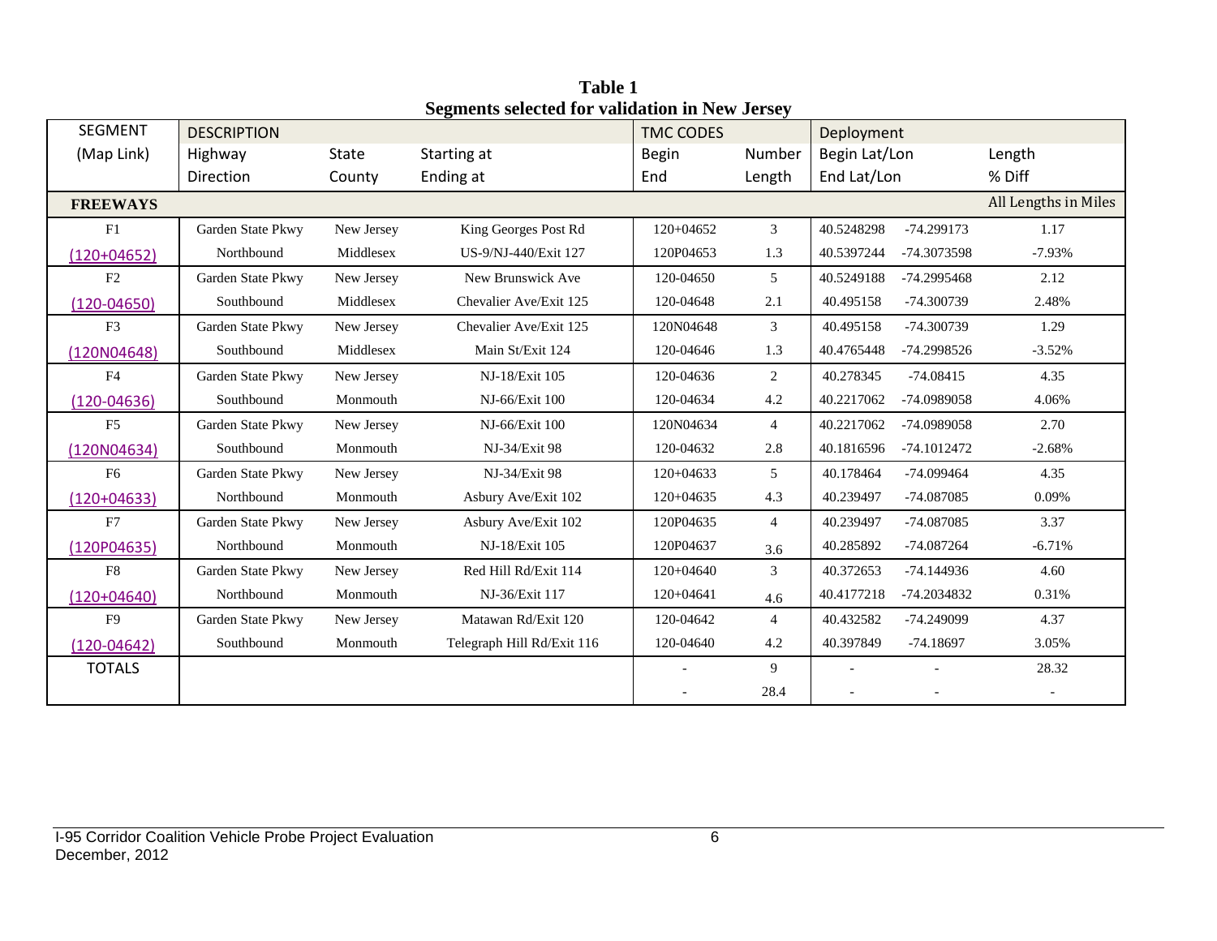**Table 1**
**Segments selected for validation in New Jersey**

| SEGMENT | DESCRIPTION | | | TMC CODES | | Deployment | | |
|---|---|---|---|---|---|---|---|---|
| (Map Link) | Highway | State | Starting at | Begin | Number | Begin Lat/Lon | | Length |
| | Direction | County | Ending at | End | Length | End Lat/Lon | | % Diff |
| **FREEWAYS** | | | | | | | | All Lengths in Miles |
| F1 | Garden State Pkwy | New Jersey | King Georges Post Rd | 120+04652 | 3 | 40.5248298 | -74.299173 | 1.17 |
| (120+04652) | Northbound | Middlesex | US-9/NJ-440/Exit 127 | 120P04653 | 1.3 | 40.5397244 | -74.3073598 | -7.93% |
| F2 | Garden State Pkwy | New Jersey | New Brunswick Ave | 120-04650 | 5 | 40.5249188 | -74.2995468 | 2.12 |
| (120-04650) | Southbound | Middlesex | Chevalier Ave/Exit 125 | 120-04648 | 2.1 | 40.495158 | -74.300739 | 2.48% |
| F3 | Garden State Pkwy | New Jersey | Chevalier Ave/Exit 125 | 120N04648 | 3 | 40.495158 | -74.300739 | 1.29 |
| (120N04648) | Southbound | Middlesex | Main St/Exit 124 | 120-04646 | 1.3 | 40.4765448 | -74.2998526 | -3.52% |
| F4 | Garden State Pkwy | New Jersey | NJ-18/Exit 105 | 120-04636 | 2 | 40.278345 | -74.08415 | 4.35 |
| (120-04636) | Southbound | Monmouth | NJ-66/Exit 100 | 120-04634 | 4.2 | 40.2217062 | -74.0989058 | 4.06% |
| F5 | Garden State Pkwy | New Jersey | NJ-66/Exit 100 | 120N04634 | 4 | 40.2217062 | -74.0989058 | 2.70 |
| (120N04634) | Southbound | Monmouth | NJ-34/Exit 98 | 120-04632 | 2.8 | 40.1816596 | -74.1012472 | -2.68% |
| F6 | Garden State Pkwy | New Jersey | NJ-34/Exit 98 | 120+04633 | 5 | 40.178464 | -74.099464 | 4.35 |
| (120+04633) | Northbound | Monmouth | Asbury Ave/Exit 102 | 120+04635 | 4.3 | 40.239497 | -74.087085 | 0.09% |
| F7 | Garden State Pkwy | New Jersey | Asbury Ave/Exit 102 | 120P04635 | 4 | 40.239497 | -74.087085 | 3.37 |
| (120P04635) | Northbound | Monmouth | NJ-18/Exit 105 | 120P04637 | 3.6 | 40.285892 | -74.087264 | -6.71% |
| F8 | Garden State Pkwy | New Jersey | Red Hill Rd/Exit 114 | 120+04640 | 3 | 40.372653 | -74.144936 | 4.60 |
| (120+04640) | Northbound | Monmouth | NJ-36/Exit 117 | 120+04641 | 4.6 | 40.4177218 | -74.2034832 | 0.31% |
| F9 | Garden State Pkwy | New Jersey | Matawan Rd/Exit 120 | 120-04642 | 4 | 40.432582 | -74.249099 | 4.37 |
| (120-04642) | Southbound | Monmouth | Telegraph Hill Rd/Exit 116 | 120-04640 | 4.2 | 40.397849 | -74.18697 | 3.05% |
| TOTALS | | | | - | 9 | - | - | 28.32 |
| | | | | - | 28.4 | - | - | - |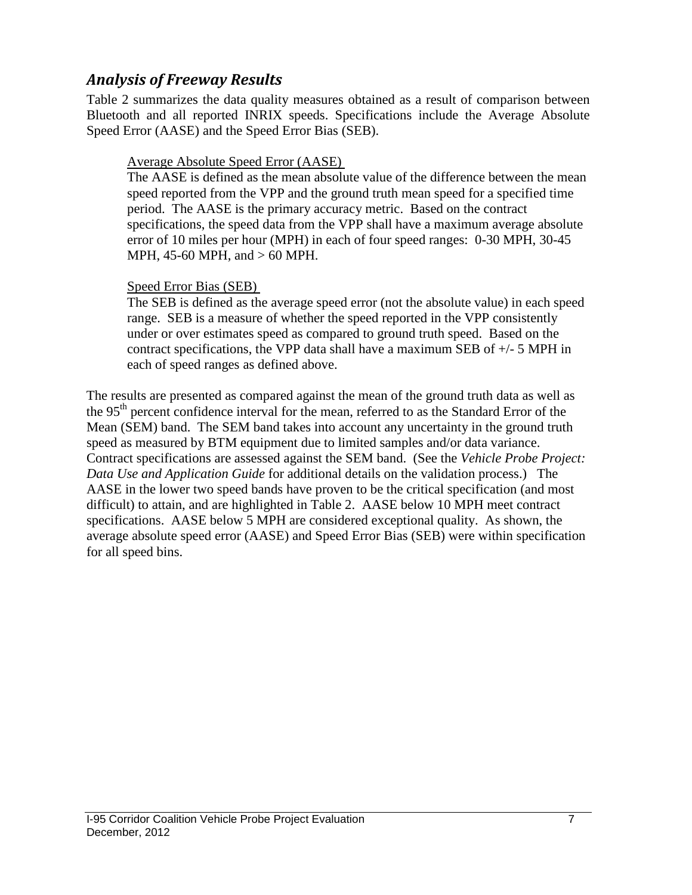## *Analysis of Freeway Results*

Table 2 summarizes the data quality measures obtained as a result of comparison between Bluetooth and all reported INRIX speeds. Specifications include the Average Absolute Speed Error (AASE) and the Speed Error Bias (SEB).

> Average Absolute Speed Error (AASE)
>
> The AASE is defined as the mean absolute value of the difference between the mean speed reported from the VPP and the ground truth mean speed for a specified time period. The AASE is the primary accuracy metric. Based on the contract specifications, the speed data from the VPP shall have a maximum average absolute error of 10 miles per hour (MPH) in each of four speed ranges: 0-30 MPH, 30-45 MPH, 45-60 MPH, and > 60 MPH.
>
> Speed Error Bias (SEB)
>
> The SEB is defined as the average speed error (not the absolute value) in each speed range. SEB is a measure of whether the speed reported in the VPP consistently under or over estimates speed as compared to ground truth speed. Based on the contract specifications, the VPP data shall have a maximum SEB of +/- 5 MPH in each of speed ranges as defined above.

The results are presented as compared against the mean of the ground truth data as well as the 95th percent confidence interval for the mean, referred to as the Standard Error of the Mean (SEM) band. The SEM band takes into account any uncertainty in the ground truth speed as measured by BTM equipment due to limited samples and/or data variance. Contract specifications are assessed against the SEM band. (See the *Vehicle Probe Project: Data Use and Application Guide* for additional details on the validation process.) The AASE in the lower two speed bands have proven to be the critical specification (and most difficult) to attain, and are highlighted in Table 2. AASE below 10 MPH meet contract specifications. AASE below 5 MPH are considered exceptional quality. As shown, the average absolute speed error (AASE) and Speed Error Bias (SEB) were within specification for all speed bins.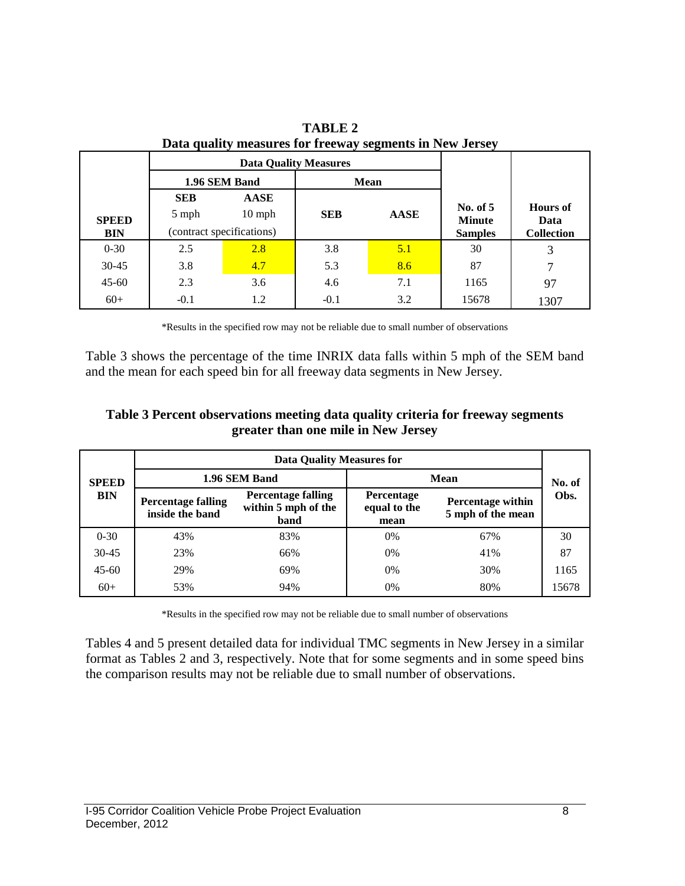**TABLE 2**
**Data quality measures for freeway segments in New Jersey**

| | Data Quality Measures | | | | | |
|---|---|---|---|---|---|---|
| | 1.96 SEM Band | | Mean | | | |
| **SPEED BIN** | **SEB** 5 mph (contract specifications) | **AASE** 10 mph (contract specifications) | **SEB** | **AASE** | **No. of 5 Minute Samples** | **Hours of Data Collection** |
| 0-30 | 2.5 | 2.8 | 3.8 | 5.1 | 30 | 3 |
| 30-45 | 3.8 | 4.7 | 5.3 | 8.6 | 87 | 7 |
| 45-60 | 2.3 | 3.6 | 4.6 | 7.1 | 1165 | 97 |
| 60+ | -0.1 | 1.2 | -0.1 | 3.2 | 15678 | 1307 |

*Results in the specified row may not be reliable due to small number of observations

Table 3 shows the percentage of the time INRIX data falls within 5 mph of the SEM band and the mean for each speed bin for all freeway data segments in New Jersey.

**Table 3 Percent observations meeting data quality criteria for freeway segments greater than one mile in New Jersey**

| | Data Quality Measures for | | | | |
|---|---|---|---|---|---|
| | 1.96 SEM Band | | Mean | | |
| **SPEED BIN** | **Percentage falling inside the band** | **Percentage falling within 5 mph of the band** | **Percentage equal to the mean** | **Percentage within 5 mph of the mean** | **No. of Obs.** |
| 0-30 | 43% | 83% | 0% | 67% | 30 |
| 30-45 | 23% | 66% | 0% | 41% | 87 |
| 45-60 | 29% | 69% | 0% | 30% | 1165 |
| 60+ | 53% | 94% | 0% | 80% | 15678 |

*Results in the specified row may not be reliable due to small number of observations

Tables 4 and 5 present detailed data for individual TMC segments in New Jersey in a similar format as Tables 2 and 3, respectively. Note that for some segments and in some speed bins the comparison results may not be reliable due to small number of observations.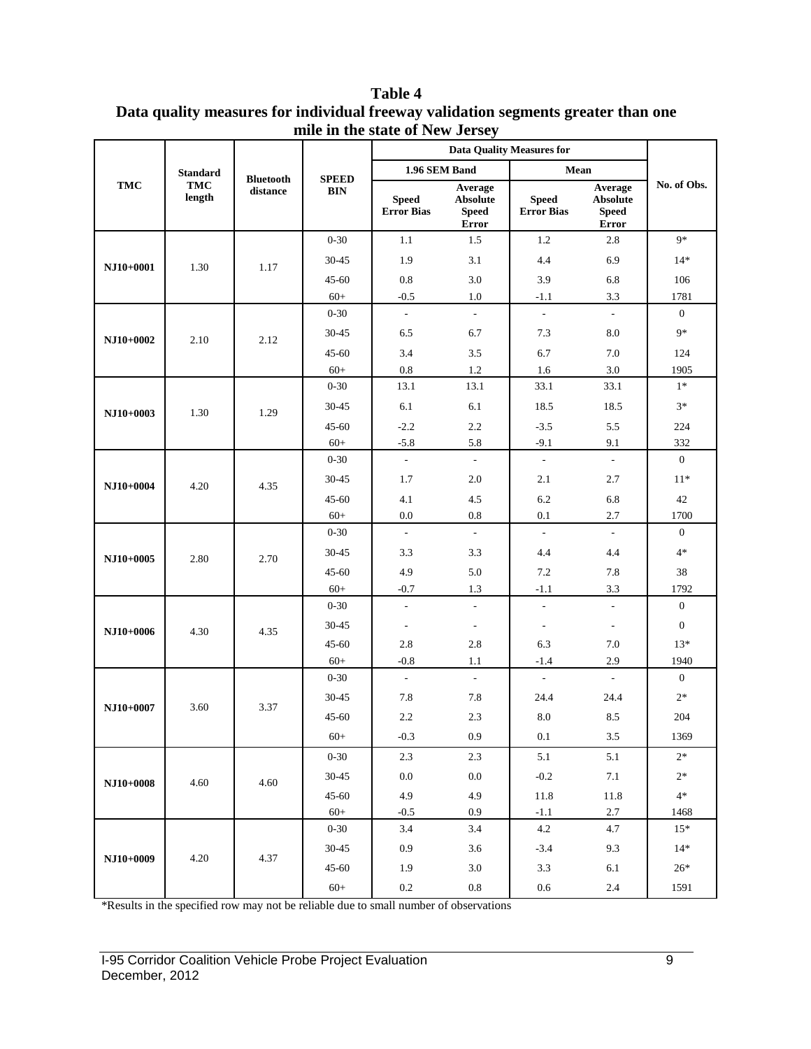**Table 4**
**Data quality measures for individual freeway validation segments greater than one mile in the state of New Jersey**

| TMC | Standard TMC length | Bluetooth distance | SPEED BIN | Data Quality Measures for | | | | No. of Obs. |
|---|---|---|---|---|---|---|---|---|
| | | | | 1.96 SEM Band | | Mean | | |
| | | | | Speed Error Bias | Average Absolute Speed Error | Speed Error Bias | Average Absolute Speed Error | |
| NJ10+0001 | 1.30 | 1.17 | 0-30 | 1.1 | 1.5 | 1.2 | 2.8 | 9* |
| | | | 30-45 | 1.9 | 3.1 | 4.4 | 6.9 | 14* |
| | | | 45-60 | 0.8 | 3.0 | 3.9 | 6.8 | 106 |
| | | | 60+ | -0.5 | 1.0 | -1.1 | 3.3 | 1781 |
| NJ10+0002 | 2.10 | 2.12 | 0-30 | - | - | - | - | 0 |
| | | | 30-45 | 6.5 | 6.7 | 7.3 | 8.0 | 9* |
| | | | 45-60 | 3.4 | 3.5 | 6.7 | 7.0 | 124 |
| | | | 60+ | 0.8 | 1.2 | 1.6 | 3.0 | 1905 |
| NJ10+0003 | 1.30 | 1.29 | 0-30 | 13.1 | 13.1 | 33.1 | 33.1 | 1* |
| | | | 30-45 | 6.1 | 6.1 | 18.5 | 18.5 | 3* |
| | | | 45-60 | -2.2 | 2.2 | -3.5 | 5.5 | 224 |
| | | | 60+ | -5.8 | 5.8 | -9.1 | 9.1 | 332 |
| NJ10+0004 | 4.20 | 4.35 | 0-30 | - | - | - | - | 0 |
| | | | 30-45 | 1.7 | 2.0 | 2.1 | 2.7 | 11* |
| | | | 45-60 | 4.1 | 4.5 | 6.2 | 6.8 | 42 |
| | | | 60+ | 0.0 | 0.8 | 0.1 | 2.7 | 1700 |
| NJ10+0005 | 2.80 | 2.70 | 0-30 | - | - | - | - | 0 |
| | | | 30-45 | 3.3 | 3.3 | 4.4 | 4.4 | 4* |
| | | | 45-60 | 4.9 | 5.0 | 7.2 | 7.8 | 38 |
| | | | 60+ | -0.7 | 1.3 | -1.1 | 3.3 | 1792 |
| NJ10+0006 | 4.30 | 4.35 | 0-30 | - | - | - | - | 0 |
| | | | 30-45 | - | - | - | - | 0 |
| | | | 45-60 | 2.8 | 2.8 | 6.3 | 7.0 | 13* |
| | | | 60+ | -0.8 | 1.1 | -1.4 | 2.9 | 1940 |
| NJ10+0007 | 3.60 | 3.37 | 0-30 | - | - | - | - | 0 |
| | | | 30-45 | 7.8 | 7.8 | 24.4 | 24.4 | 2* |
| | | | 45-60 | 2.2 | 2.3 | 8.0 | 8.5 | 204 |
| | | | 60+ | -0.3 | 0.9 | 0.1 | 3.5 | 1369 |
| NJ10+0008 | 4.60 | 4.60 | 0-30 | 2.3 | 2.3 | 5.1 | 5.1 | 2* |
| | | | 30-45 | 0.0 | 0.0 | -0.2 | 7.1 | 2* |
| | | | 45-60 | 4.9 | 4.9 | 11.8 | 11.8 | 4* |
| | | | 60+ | -0.5 | 0.9 | -1.1 | 2.7 | 1468 |
| NJ10+0009 | 4.20 | 4.37 | 0-30 | 3.4 | 3.4 | 4.2 | 4.7 | 15* |
| | | | 30-45 | 0.9 | 3.6 | -3.4 | 9.3 | 14* |
| | | | 45-60 | 1.9 | 3.0 | 3.3 | 6.1 | 26* |
| | | | 60+ | 0.2 | 0.8 | 0.6 | 2.4 | 1591 |

*Results in the specified row may not be reliable due to small number of observations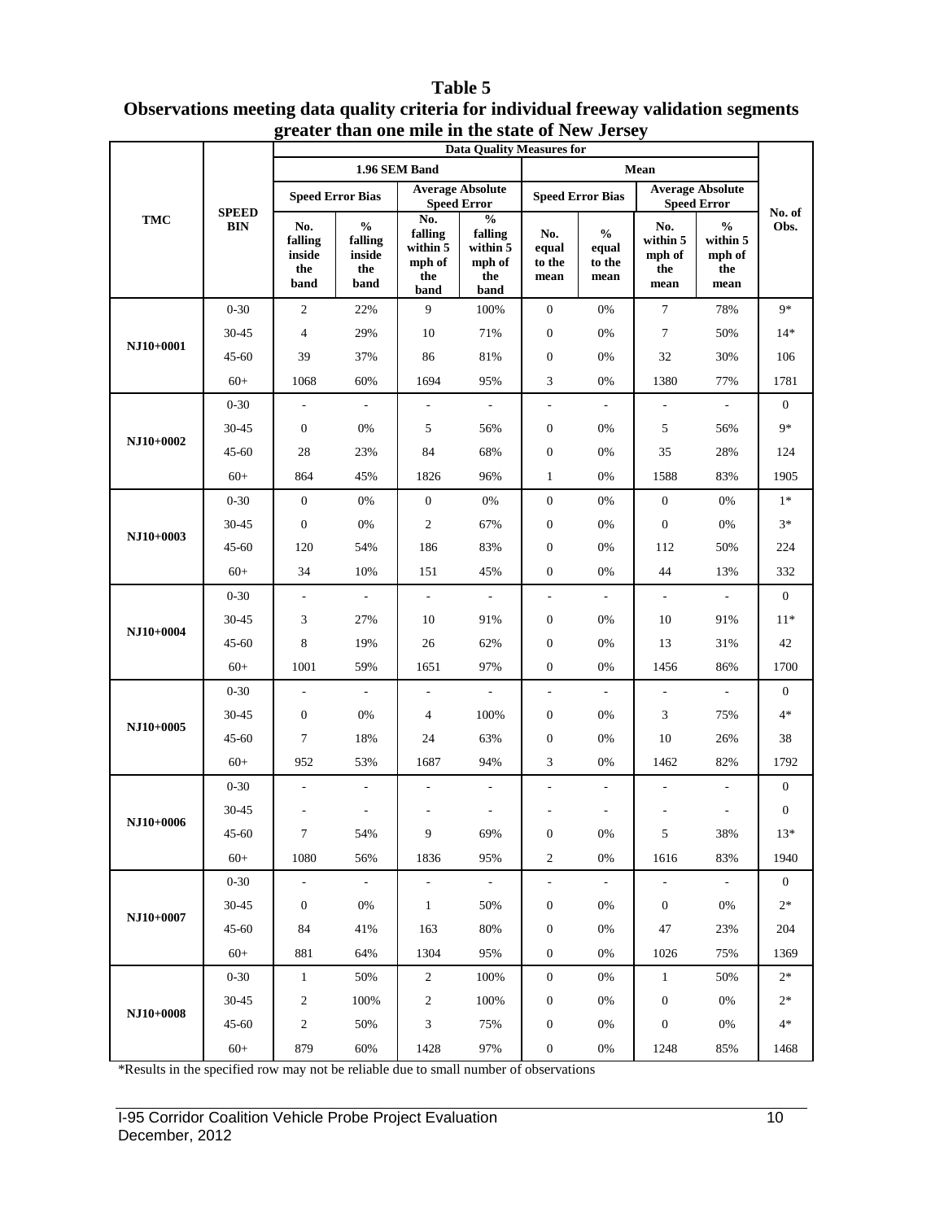# Table 5

## Observations meeting data quality criteria for individual freeway validation segments greater than one mile in the state of New Jersey

| TMC | SPEED BIN | Data Quality Measures for | | | | | | | | No. of Obs. |
|---|---|---|---|---|---|---|---|---|---|---|
| | | 1.96 SEM Band | | | | Mean | | | | |
| | | Speed Error Bias | | Average Absolute Speed Error | | Speed Error Bias | | Average Absolute Speed Error | | |
| | | No. falling inside the band | % falling inside the band | No. falling within 5 mph of the band | % falling within 5 mph of the band | No. equal to the mean | % equal to the mean | No. within 5 mph of the mean | % within 5 mph of the mean | |
| NJ10+0001 | 0-30 | 2 | 22% | 9 | 100% | 0 | 0% | 7 | 78% | 9* |
| | 30-45 | 4 | 29% | 10 | 71% | 0 | 0% | 7 | 50% | 14* |
| | 45-60 | 39 | 37% | 86 | 81% | 0 | 0% | 32 | 30% | 106 |
| | 60+ | 1068 | 60% | 1694 | 95% | 3 | 0% | 1380 | 77% | 1781 |
| NJ10+0002 | 0-30 | - | - | - | - | - | - | - | - | 0 |
| | 30-45 | 0 | 0% | 5 | 56% | 0 | 0% | 5 | 56% | 9* |
| | 45-60 | 28 | 23% | 84 | 68% | 0 | 0% | 35 | 28% | 124 |
| | 60+ | 864 | 45% | 1826 | 96% | 1 | 0% | 1588 | 83% | 1905 |
| NJ10+0003 | 0-30 | 0 | 0% | 0 | 0% | 0 | 0% | 0 | 0% | 1* |
| | 30-45 | 0 | 0% | 2 | 67% | 0 | 0% | 0 | 0% | 3* |
| | 45-60 | 120 | 54% | 186 | 83% | 0 | 0% | 112 | 50% | 224 |
| | 60+ | 34 | 10% | 151 | 45% | 0 | 0% | 44 | 13% | 332 |
| NJ10+0004 | 0-30 | - | - | - | - | - | - | - | - | 0 |
| | 30-45 | 3 | 27% | 10 | 91% | 0 | 0% | 10 | 91% | 11* |
| | 45-60 | 8 | 19% | 26 | 62% | 0 | 0% | 13 | 31% | 42 |
| | 60+ | 1001 | 59% | 1651 | 97% | 0 | 0% | 1456 | 86% | 1700 |
| NJ10+0005 | 0-30 | - | - | - | - | - | - | - | - | 0 |
| | 30-45 | 0 | 0% | 4 | 100% | 0 | 0% | 3 | 75% | 4* |
| | 45-60 | 7 | 18% | 24 | 63% | 0 | 0% | 10 | 26% | 38 |
| | 60+ | 952 | 53% | 1687 | 94% | 3 | 0% | 1462 | 82% | 1792 |
| NJ10+0006 | 0-30 | - | - | - | - | - | - | - | - | 0 |
| | 30-45 | - | - | - | - | - | - | - | - | 0 |
| | 45-60 | 7 | 54% | 9 | 69% | 0 | 0% | 5 | 38% | 13* |
| | 60+ | 1080 | 56% | 1836 | 95% | 2 | 0% | 1616 | 83% | 1940 |
| NJ10+0007 | 0-30 | - | - | - | - | - | - | - | - | 0 |
| | 30-45 | 0 | 0% | 1 | 50% | 0 | 0% | 0 | 0% | 2* |
| | 45-60 | 84 | 41% | 163 | 80% | 0 | 0% | 47 | 23% | 204 |
| | 60+ | 881 | 64% | 1304 | 95% | 0 | 0% | 1026 | 75% | 1369 |
| NJ10+0008 | 0-30 | 1 | 50% | 2 | 100% | 0 | 0% | 1 | 50% | 2* |
| | 30-45 | 2 | 100% | 2 | 100% | 0 | 0% | 0 | 0% | 2* |
| | 45-60 | 2 | 50% | 3 | 75% | 0 | 0% | 0 | 0% | 4* |
| | 60+ | 879 | 60% | 1428 | 97% | 0 | 0% | 1248 | 85% | 1468 |

*Results in the specified row may not be reliable due to small number of observations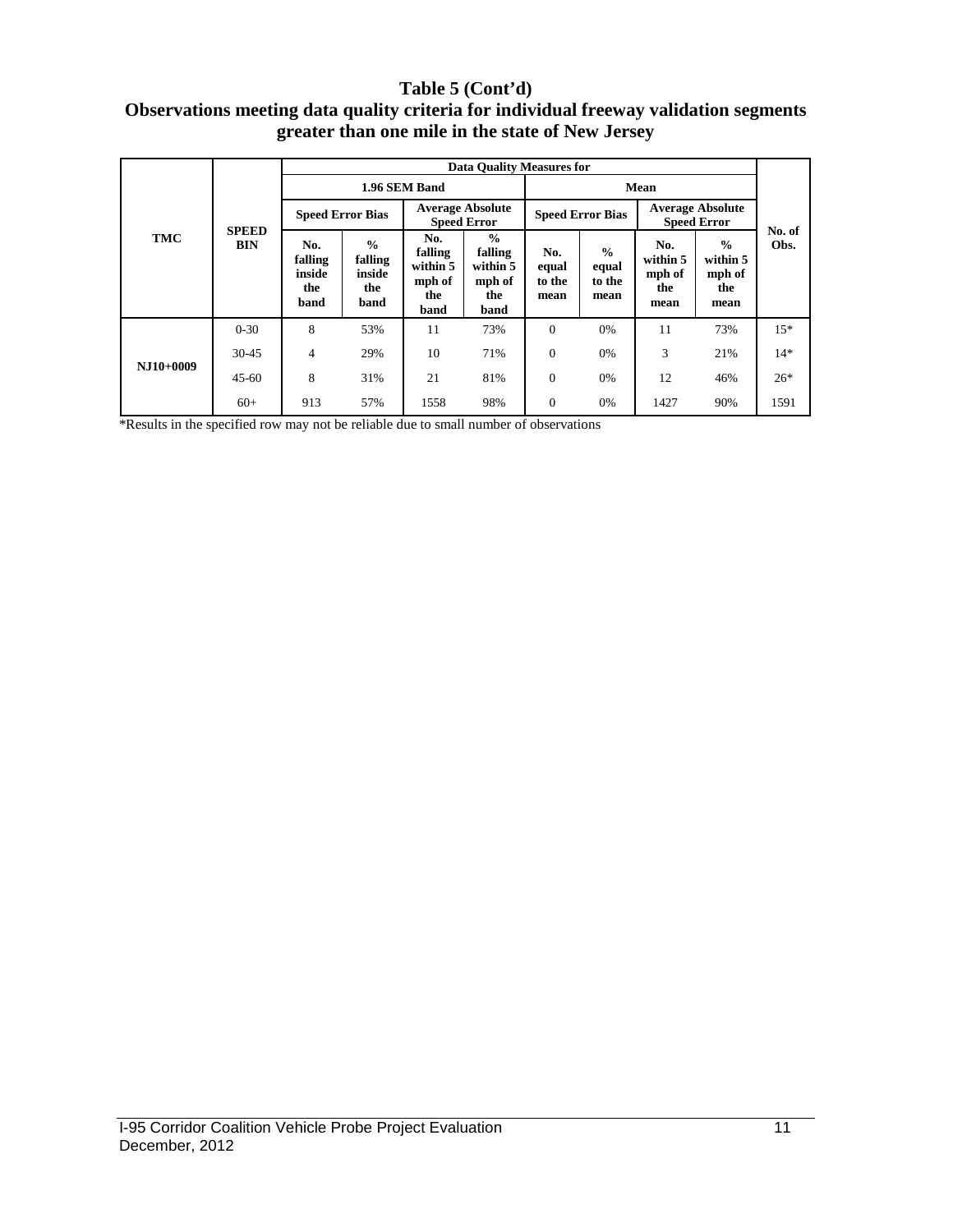# Table 5 (Cont'd)
## Observations meeting data quality criteria for individual freeway validation segments greater than one mile in the state of New Jersey

| TMC | SPEED BIN | Data Quality Measures for | | | | | | | | No. of Obs. |
|---|---|---|---|---|---|---|---|---|---|---|
| | | 1.96 SEM Band | | | | Mean | | | | |
| | | Speed Error Bias | | Average Absolute Speed Error | | Speed Error Bias | | Average Absolute Speed Error | | |
| | | No. falling inside the band | % falling inside the band | No. falling within 5 mph of the band | % falling within 5 mph of the band | No. equal to the mean | % equal to the mean | No. within 5 mph of the mean | % within 5 mph of the mean | |
| NJ10+0009 | 0-30 | 8 | 53% | 11 | 73% | 0 | 0% | 11 | 73% | 15* |
| | 30-45 | 4 | 29% | 10 | 71% | 0 | 0% | 3 | 21% | 14* |
| | 45-60 | 8 | 31% | 21 | 81% | 0 | 0% | 12 | 46% | 26* |
| | 60+ | 913 | 57% | 1558 | 98% | 0 | 0% | 1427 | 90% | 1591 |

*Results in the specified row may not be reliable due to small number of observations